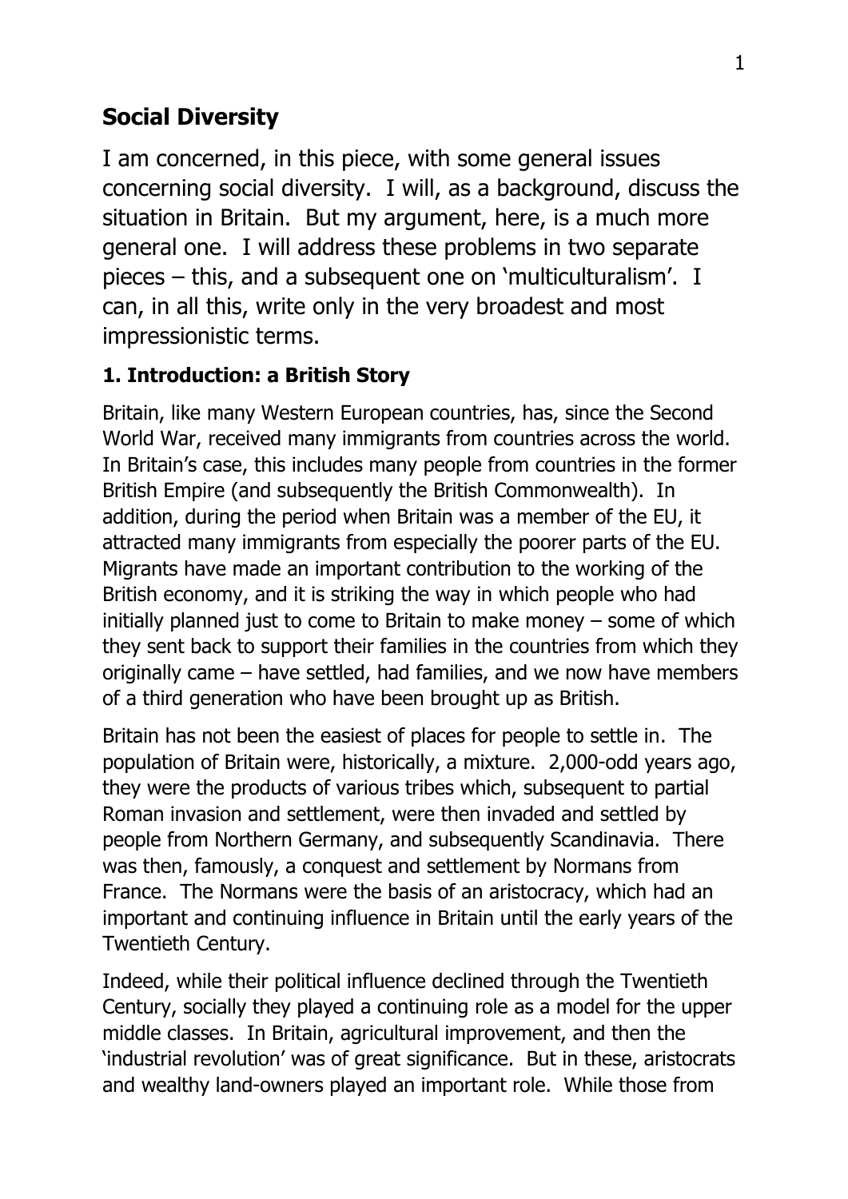## Social Diversity

I am concerned, in this piece, with some general issues concerning social diversity. I will, as a background, discuss the situation in Britain. But my argument, here, is a much more general one. I will address these problems in two separate pieces – this, and a subsequent one on 'multiculturalism'. I can, in all this, write only in the very broadest and most impressionistic terms.

### 1. Introduction: a British Story

Britain, like many Western European countries, has, since the Second World War, received many immigrants from countries across the world. In Britain's case, this includes many people from countries in the former British Empire (and subsequently the British Commonwealth). In addition, during the period when Britain was a member of the EU, it attracted many immigrants from especially the poorer parts of the EU. Migrants have made an important contribution to the working of the British economy, and it is striking the way in which people who had initially planned just to come to Britain to make money – some of which they sent back to support their families in the countries from which they originally came – have settled, had families, and we now have members of a third generation who have been brought up as British.

Britain has not been the easiest of places for people to settle in. The population of Britain were, historically, a mixture. 2,000-odd years ago, they were the products of various tribes which, subsequent to partial Roman invasion and settlement, were then invaded and settled by people from Northern Germany, and subsequently Scandinavia. There was then, famously, a conquest and settlement by Normans from France. The Normans were the basis of an aristocracy, which had an important and continuing influence in Britain until the early years of the Twentieth Century.

Indeed, while their political influence declined through the Twentieth Century, socially they played a continuing role as a model for the upper middle classes. In Britain, agricultural improvement, and then the 'industrial revolution' was of great significance. But in these, aristocrats and wealthy land-owners played an important role. While those from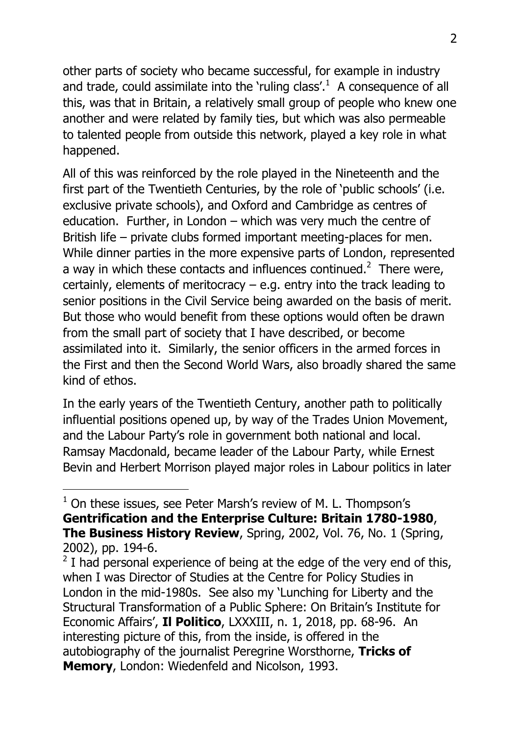other parts of society who became successful, for example in industry and trade, could assimilate into the 'ruling class'.[1] A consequence of all this, was that in Britain, a relatively small group of people who knew one another and were related by family ties, but which was also permeable to talented people from outside this network, played a key role in what happened.

All of this was reinforced by the role played in the Nineteenth and the first part of the Twentieth Centuries, by the role of 'public schools' (i.e. exclusive private schools), and Oxford and Cambridge as centres of education. Further, in London – which was very much the centre of British life – private clubs formed important meeting-places for men. While dinner parties in the more expensive parts of London, represented a way in which these contacts and influences continued.[2] There were, certainly, elements of meritocracy – e.g. entry into the track leading to senior positions in the Civil Service being awarded on the basis of merit. But those who would benefit from these options would often be drawn from the small part of society that I have described, or become assimilated into it. Similarly, the senior officers in the armed forces in the First and then the Second World Wars, also broadly shared the same kind of ethos.

In the early years of the Twentieth Century, another path to politically influential positions opened up, by way of the Trades Union Movement, and the Labour Party's role in government both national and local. Ramsay Macdonald, became leader of the Labour Party, while Ernest Bevin and Herbert Morrison played major roles in Labour politics in later

---

[1] On these issues, see Peter Marsh's review of M. L. Thompson's **Gentrification and the Enterprise Culture: Britain 1780-1980**, **The Business History Review**, Spring, 2002, Vol. 76, No. 1 (Spring, 2002), pp. 194-6.

[2] I had personal experience of being at the edge of the very end of this, when I was Director of Studies at the Centre for Policy Studies in London in the mid-1980s. See also my 'Lunching for Liberty and the Structural Transformation of a Public Sphere: On Britain's Institute for Economic Affairs', **Il Politico**, LXXXIII, n. 1, 2018, pp. 68-96. An interesting picture of this, from the inside, is offered in the autobiography of the journalist Peregrine Worsthorne, **Tricks of Memory**, London: Wiedenfeld and Nicolson, 1993.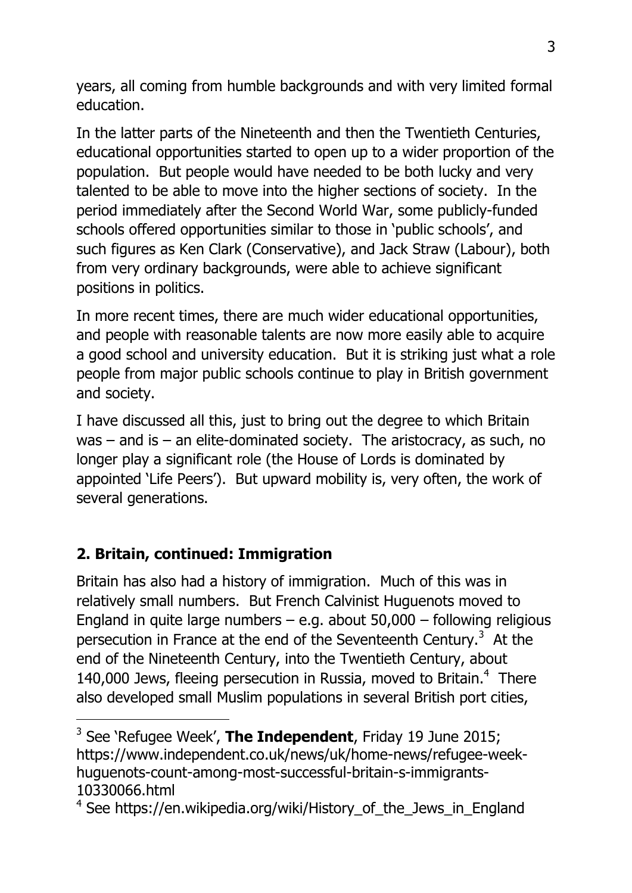years, all coming from humble backgrounds and with very limited formal education.

In the latter parts of the Nineteenth and then the Twentieth Centuries, educational opportunities started to open up to a wider proportion of the population. But people would have needed to be both lucky and very talented to be able to move into the higher sections of society. In the period immediately after the Second World War, some publicly-funded schools offered opportunities similar to those in 'public schools', and such figures as Ken Clark (Conservative), and Jack Straw (Labour), both from very ordinary backgrounds, were able to achieve significant positions in politics.

In more recent times, there are much wider educational opportunities, and people with reasonable talents are now more easily able to acquire a good school and university education. But it is striking just what a role people from major public schools continue to play in British government and society.

I have discussed all this, just to bring out the degree to which Britain was – and is – an elite-dominated society. The aristocracy, as such, no longer play a significant role (the House of Lords is dominated by appointed 'Life Peers'). But upward mobility is, very often, the work of several generations.

## 2. Britain, continued: Immigration

Britain has also had a history of immigration. Much of this was in relatively small numbers. But French Calvinist Huguenots moved to England in quite large numbers – e.g. about 50,000 – following religious persecution in France at the end of the Seventeenth Century.[3] At the end of the Nineteenth Century, into the Twentieth Century, about 140,000 Jews, fleeing persecution in Russia, moved to Britain.[4] There also developed small Muslim populations in several British port cities,

---

[3] See 'Refugee Week', **The Independent**, Friday 19 June 2015; https://www.independent.co.uk/news/uk/home-news/refugee-week-huguenots-count-among-most-successful-britain-s-immigrants-10330066.html

[4] See https://en.wikipedia.org/wiki/History_of_the_Jews_in_England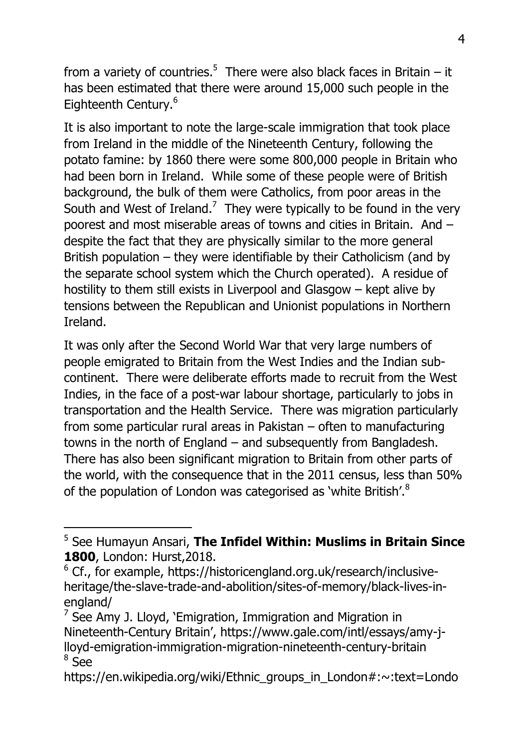from a variety of countries.[5] There were also black faces in Britain – it has been estimated that there were around 15,000 such people in the Eighteenth Century.[6]

It is also important to note the large-scale immigration that took place from Ireland in the middle of the Nineteenth Century, following the potato famine: by 1860 there were some 800,000 people in Britain who had been born in Ireland. While some of these people were of British background, the bulk of them were Catholics, from poor areas in the South and West of Ireland.[7] They were typically to be found in the very poorest and most miserable areas of towns and cities in Britain. And – despite the fact that they are physically similar to the more general British population – they were identifiable by their Catholicism (and by the separate school system which the Church operated). A residue of hostility to them still exists in Liverpool and Glasgow – kept alive by tensions between the Republican and Unionist populations in Northern Ireland.

It was only after the Second World War that very large numbers of people emigrated to Britain from the West Indies and the Indian sub-continent. There were deliberate efforts made to recruit from the West Indies, in the face of a post-war labour shortage, particularly to jobs in transportation and the Health Service. There was migration particularly from some particular rural areas in Pakistan – often to manufacturing towns in the north of England – and subsequently from Bangladesh. There has also been significant migration to Britain from other parts of the world, with the consequence that in the 2011 census, less than 50% of the population of London was categorised as 'white British'.[8]

---

[5] See Humayun Ansari, **The Infidel Within: Muslims in Britain Since 1800**, London: Hurst,2018.

[6] Cf., for example, https://historicengland.org.uk/research/inclusive-heritage/the-slave-trade-and-abolition/sites-of-memory/black-lives-in-england/

[7] See Amy J. Lloyd, 'Emigration, Immigration and Migration in Nineteenth-Century Britain', https://www.gale.com/intl/essays/amy-j-lloyd-emigration-immigration-migration-nineteenth-century-britain

[8] See https://en.wikipedia.org/wiki/Ethnic_groups_in_London#:~:text=Londo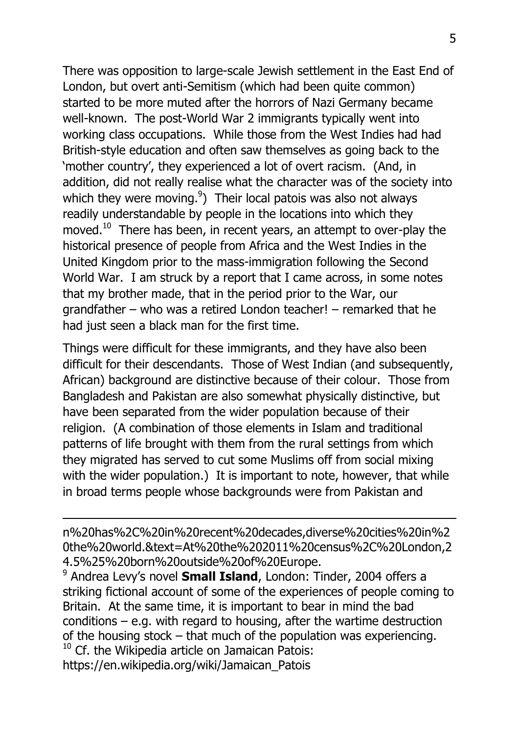There was opposition to large-scale Jewish settlement in the East End of London, but overt anti-Semitism (which had been quite common) started to be more muted after the horrors of Nazi Germany became well-known. The post-World War 2 immigrants typically went into working class occupations. While those from the West Indies had had British-style education and often saw themselves as going back to the 'mother country', they experienced a lot of overt racism. (And, in addition, did not really realise what the character was of the society into which they were moving.[9]) Their local patois was also not always readily understandable by people in the locations into which they moved.[10] There has been, in recent years, an attempt to over-play the historical presence of people from Africa and the West Indies in the United Kingdom prior to the mass-immigration following the Second World War. I am struck by a report that I came across, in some notes that my brother made, that in the period prior to the War, our grandfather – who was a retired London teacher! – remarked that he had just seen a black man for the first time.

Things were difficult for these immigrants, and they have also been difficult for their descendants. Those of West Indian (and subsequently, African) background are distinctive because of their colour. Those from Bangladesh and Pakistan are also somewhat physically distinctive, but have been separated from the wider population because of their religion. (A combination of those elements in Islam and traditional patterns of life brought with them from the rural settings from which they migrated has served to cut some Muslims off from social mixing with the wider population.) It is important to note, however, that while in broad terms people whose backgrounds were from Pakistan and

---

n%20has%2C%20in%20recent%20decades,diverse%20cities%20in%20the%20world.&text=At%20the%202011%20census%2C%20London,24.5%25%20born%20outside%20of%20Europe.

[9] Andrea Levy's novel **Small Island**, London: Tinder, 2004 offers a striking fictional account of some of the experiences of people coming to Britain. At the same time, it is important to bear in mind the bad conditions – e.g. with regard to housing, after the wartime destruction of the housing stock – that much of the population was experiencing.

[10] Cf. the Wikipedia article on Jamaican Patois: https://en.wikipedia.org/wiki/Jamaican_Patois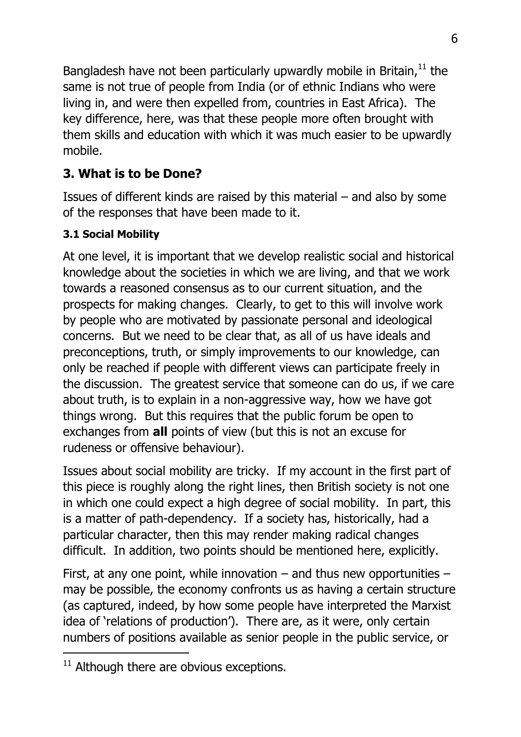Bangladesh have not been particularly upwardly mobile in Britain,[11] the same is not true of people from India (or of ethnic Indians who were living in, and were then expelled from, countries in East Africa). The key difference, here, was that these people more often brought with them skills and education with which it was much easier to be upwardly mobile.

## 3. What is to be Done?

Issues of different kinds are raised by this material – and also by some of the responses that have been made to it.

### 3.1 Social Mobility

At one level, it is important that we develop realistic social and historical knowledge about the societies in which we are living, and that we work towards a reasoned consensus as to our current situation, and the prospects for making changes. Clearly, to get to this will involve work by people who are motivated by passionate personal and ideological concerns. But we need to be clear that, as all of us have ideals and preconceptions, truth, or simply improvements to our knowledge, can only be reached if people with different views can participate freely in the discussion. The greatest service that someone can do us, if we care about truth, is to explain in a non-aggressive way, how we have got things wrong. But this requires that the public forum be open to exchanges from **all** points of view (but this is not an excuse for rudeness or offensive behaviour).

Issues about social mobility are tricky. If my account in the first part of this piece is roughly along the right lines, then British society is not one in which one could expect a high degree of social mobility. In part, this is a matter of path-dependency. If a society has, historically, had a particular character, then this may render making radical changes difficult. In addition, two points should be mentioned here, explicitly.

First, at any one point, while innovation – and thus new opportunities – may be possible, the economy confronts us as having a certain structure (as captured, indeed, by how some people have interpreted the Marxist idea of 'relations of production'). There are, as it were, only certain numbers of positions available as senior people in the public service, or

[11] Although there are obvious exceptions.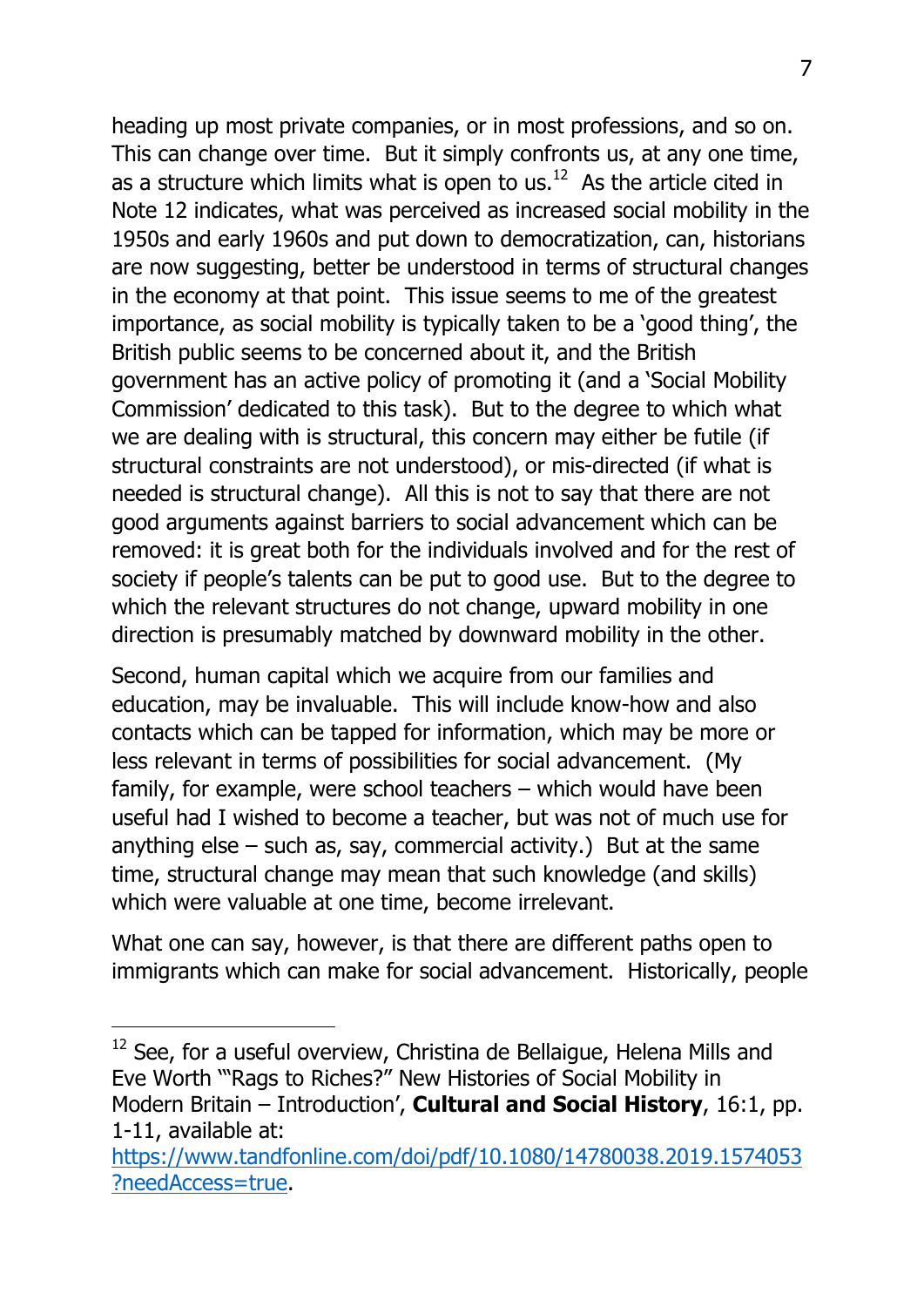heading up most private companies, or in most professions, and so on. This can change over time. But it simply confronts us, at any one time, as a structure which limits what is open to us.[12] As the article cited in Note 12 indicates, what was perceived as increased social mobility in the 1950s and early 1960s and put down to democratization, can, historians are now suggesting, better be understood in terms of structural changes in the economy at that point. This issue seems to me of the greatest importance, as social mobility is typically taken to be a 'good thing', the British public seems to be concerned about it, and the British government has an active policy of promoting it (and a 'Social Mobility Commission' dedicated to this task). But to the degree to which what we are dealing with is structural, this concern may either be futile (if structural constraints are not understood), or mis-directed (if what is needed is structural change). All this is not to say that there are not good arguments against barriers to social advancement which can be removed: it is great both for the individuals involved and for the rest of society if people's talents can be put to good use. But to the degree to which the relevant structures do not change, upward mobility in one direction is presumably matched by downward mobility in the other.

Second, human capital which we acquire from our families and education, may be invaluable. This will include know-how and also contacts which can be tapped for information, which may be more or less relevant in terms of possibilities for social advancement. (My family, for example, were school teachers – which would have been useful had I wished to become a teacher, but was not of much use for anything else – such as, say, commercial activity.) But at the same time, structural change may mean that such knowledge (and skills) which were valuable at one time, become irrelevant.

What one can say, however, is that there are different paths open to immigrants which can make for social advancement. Historically, people

---

[12] See, for a useful overview, Christina de Bellaigue, Helena Mills and Eve Worth '"Rags to Riches?" New Histories of Social Mobility in Modern Britain – Introduction', **Cultural and Social History**, 16:1, pp. 1-11, available at: [https://www.tandfonline.com/doi/pdf/10.1080/14780038.2019.1574053?needAccess=true](https://www.tandfonline.com/doi/pdf/10.1080/14780038.2019.1574053?needAccess=true).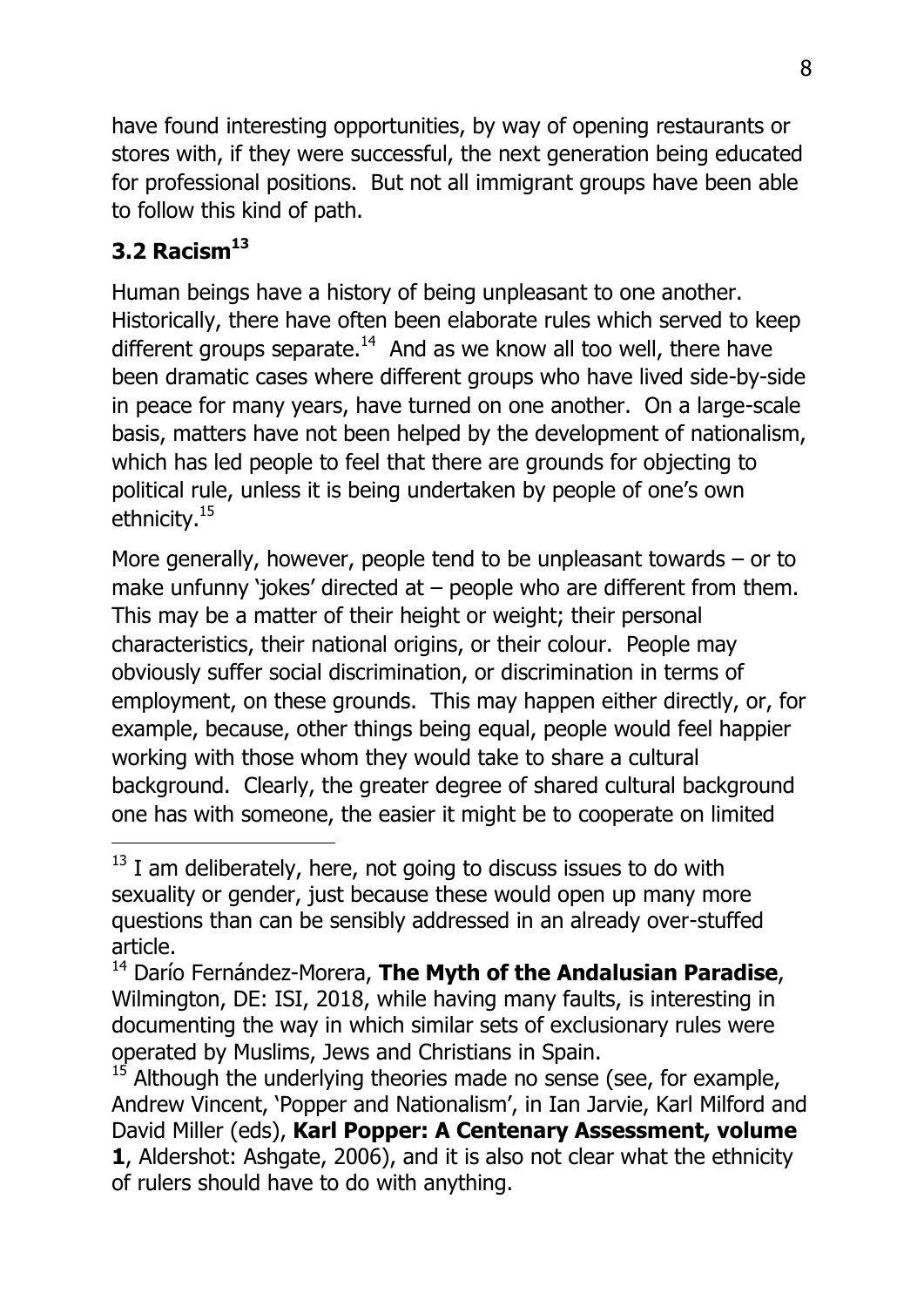have found interesting opportunities, by way of opening restaurants or stores with, if they were successful, the next generation being educated for professional positions. But not all immigrant groups have been able to follow this kind of path.

### 3.2 Racism[13]

Human beings have a history of being unpleasant to one another. Historically, there have often been elaborate rules which served to keep different groups separate.[14] And as we know all too well, there have been dramatic cases where different groups who have lived side-by-side in peace for many years, have turned on one another. On a large-scale basis, matters have not been helped by the development of nationalism, which has led people to feel that there are grounds for objecting to political rule, unless it is being undertaken by people of one's own ethnicity.[15]

More generally, however, people tend to be unpleasant towards – or to make unfunny 'jokes' directed at – people who are different from them. This may be a matter of their height or weight; their personal characteristics, their national origins, or their colour. People may obviously suffer social discrimination, or discrimination in terms of employment, on these grounds. This may happen either directly, or, for example, because, other things being equal, people would feel happier working with those whom they would take to share a cultural background. Clearly, the greater degree of shared cultural background one has with someone, the easier it might be to cooperate on limited

---

[13] I am deliberately, here, not going to discuss issues to do with sexuality or gender, just because these would open up many more questions than can be sensibly addressed in an already over-stuffed article.

[14] Darío Fernández-Morera, **The Myth of the Andalusian Paradise**, Wilmington, DE: ISI, 2018, while having many faults, is interesting in documenting the way in which similar sets of exclusionary rules were operated by Muslims, Jews and Christians in Spain.

[15] Although the underlying theories made no sense (see, for example, Andrew Vincent, 'Popper and Nationalism', in Ian Jarvie, Karl Milford and David Miller (eds), **Karl Popper: A Centenary Assessment, volume 1**, Aldershot: Ashgate, 2006), and it is also not clear what the ethnicity of rulers should have to do with anything.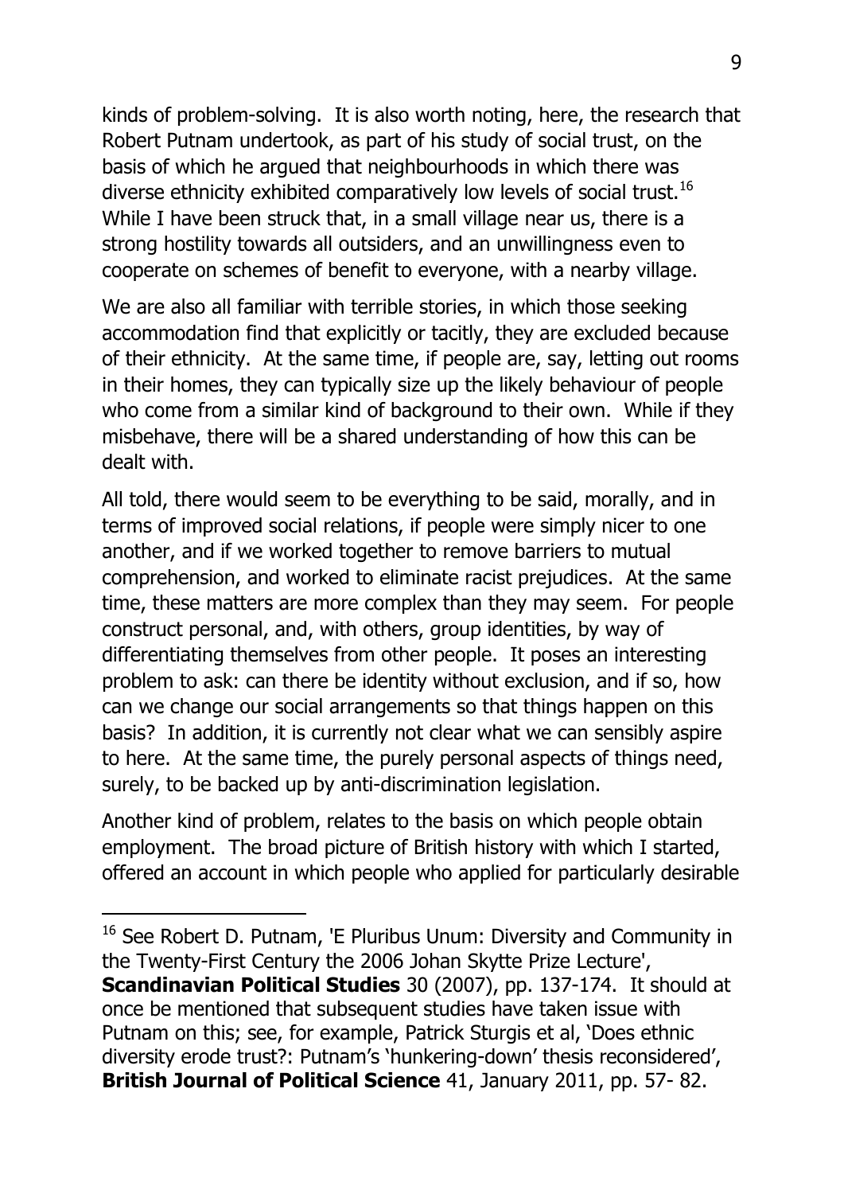kinds of problem-solving. It is also worth noting, here, the research that Robert Putnam undertook, as part of his study of social trust, on the basis of which he argued that neighbourhoods in which there was diverse ethnicity exhibited comparatively low levels of social trust.[16] While I have been struck that, in a small village near us, there is a strong hostility towards all outsiders, and an unwillingness even to cooperate on schemes of benefit to everyone, with a nearby village.

We are also all familiar with terrible stories, in which those seeking accommodation find that explicitly or tacitly, they are excluded because of their ethnicity. At the same time, if people are, say, letting out rooms in their homes, they can typically size up the likely behaviour of people who come from a similar kind of background to their own. While if they misbehave, there will be a shared understanding of how this can be dealt with.

All told, there would seem to be everything to be said, morally, and in terms of improved social relations, if people were simply nicer to one another, and if we worked together to remove barriers to mutual comprehension, and worked to eliminate racist prejudices. At the same time, these matters are more complex than they may seem. For people construct personal, and, with others, group identities, by way of differentiating themselves from other people. It poses an interesting problem to ask: can there be identity without exclusion, and if so, how can we change our social arrangements so that things happen on this basis? In addition, it is currently not clear what we can sensibly aspire to here. At the same time, the purely personal aspects of things need, surely, to be backed up by anti-discrimination legislation.

Another kind of problem, relates to the basis on which people obtain employment. The broad picture of British history with which I started, offered an account in which people who applied for particularly desirable

---

[16] See Robert D. Putnam, 'E Pluribus Unum: Diversity and Community in the Twenty-First Century the 2006 Johan Skytte Prize Lecture', **Scandinavian Political Studies** 30 (2007), pp. 137-174. It should at once be mentioned that subsequent studies have taken issue with Putnam on this; see, for example, Patrick Sturgis et al, 'Does ethnic diversity erode trust?: Putnam's 'hunkering-down' thesis reconsidered', **British Journal of Political Science** 41, January 2011, pp. 57- 82.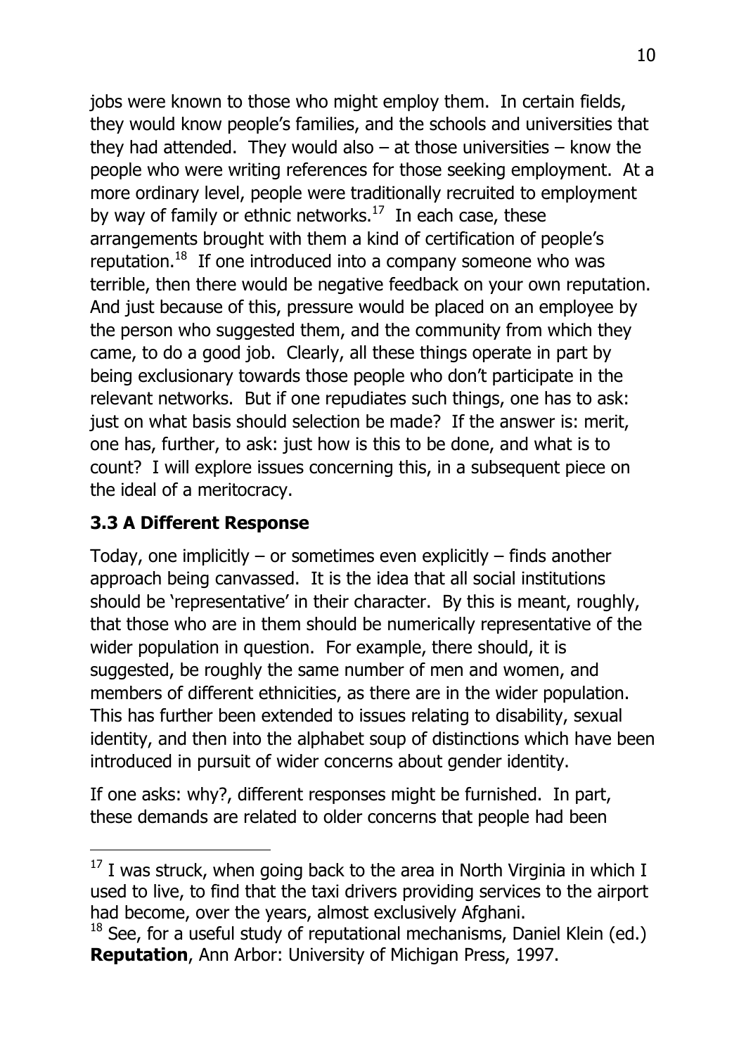jobs were known to those who might employ them. In certain fields, they would know people's families, and the schools and universities that they had attended. They would also – at those universities – know the people who were writing references for those seeking employment. At a more ordinary level, people were traditionally recruited to employment by way of family or ethnic networks.[17] In each case, these arrangements brought with them a kind of certification of people's reputation.[18] If one introduced into a company someone who was terrible, then there would be negative feedback on your own reputation. And just because of this, pressure would be placed on an employee by the person who suggested them, and the community from which they came, to do a good job. Clearly, all these things operate in part by being exclusionary towards those people who don't participate in the relevant networks. But if one repudiates such things, one has to ask: just on what basis should selection be made? If the answer is: merit, one has, further, to ask: just how is this to be done, and what is to count? I will explore issues concerning this, in a subsequent piece on the ideal of a meritocracy.

### 3.3 A Different Response

Today, one implicitly – or sometimes even explicitly – finds another approach being canvassed. It is the idea that all social institutions should be 'representative' in their character. By this is meant, roughly, that those who are in them should be numerically representative of the wider population in question. For example, there should, it is suggested, be roughly the same number of men and women, and members of different ethnicities, as there are in the wider population. This has further been extended to issues relating to disability, sexual identity, and then into the alphabet soup of distinctions which have been introduced in pursuit of wider concerns about gender identity.

If one asks: why?, different responses might be furnished. In part, these demands are related to older concerns that people had been

---

[17] I was struck, when going back to the area in North Virginia in which I used to live, to find that the taxi drivers providing services to the airport had become, over the years, almost exclusively Afghani.

[18] See, for a useful study of reputational mechanisms, Daniel Klein (ed.) **Reputation**, Ann Arbor: University of Michigan Press, 1997.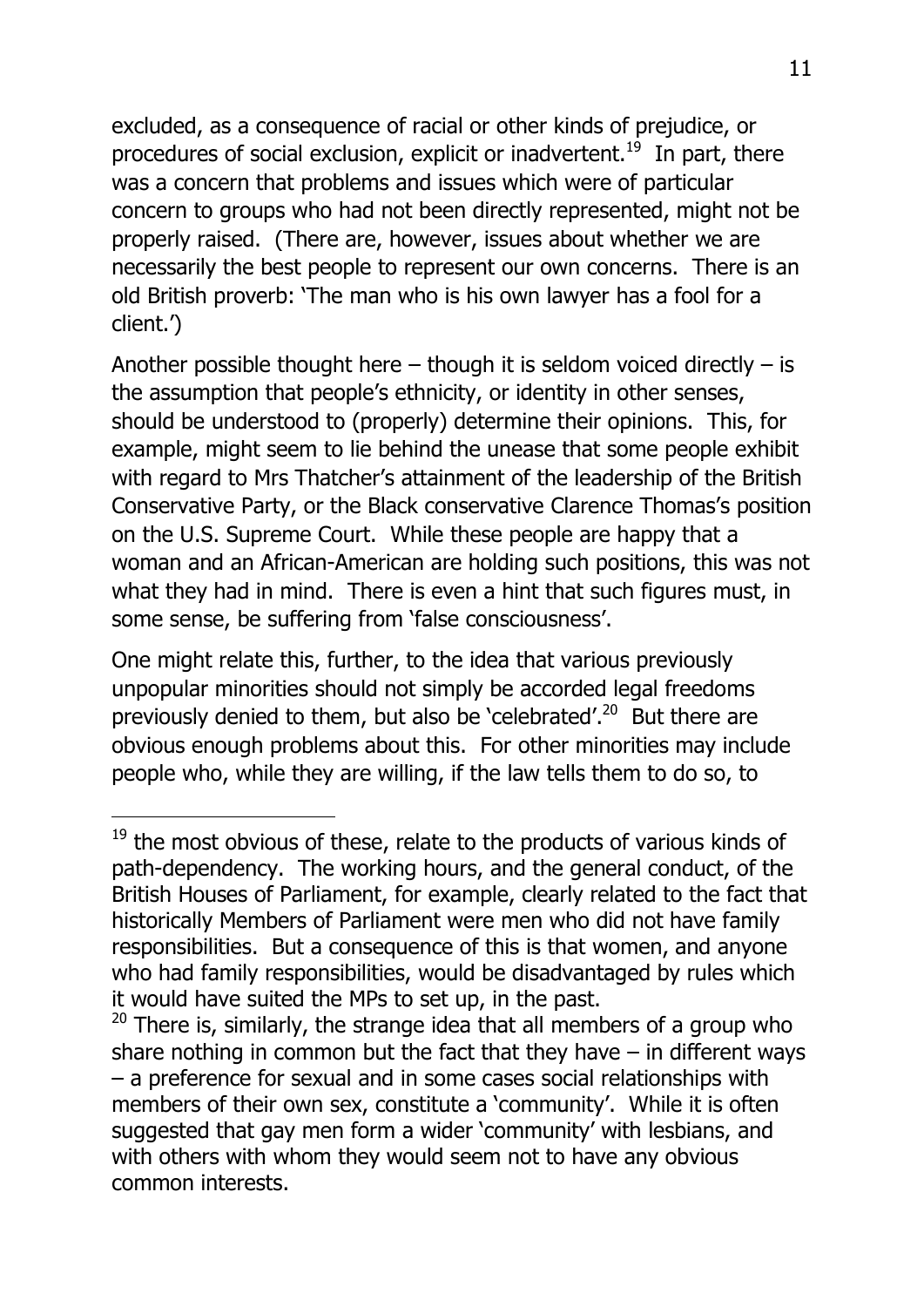excluded, as a consequence of racial or other kinds of prejudice, or procedures of social exclusion, explicit or inadvertent.[19] In part, there was a concern that problems and issues which were of particular concern to groups who had not been directly represented, might not be properly raised. (There are, however, issues about whether we are necessarily the best people to represent our own concerns. There is an old British proverb: 'The man who is his own lawyer has a fool for a client.')

Another possible thought here – though it is seldom voiced directly – is the assumption that people's ethnicity, or identity in other senses, should be understood to (properly) determine their opinions. This, for example, might seem to lie behind the unease that some people exhibit with regard to Mrs Thatcher's attainment of the leadership of the British Conservative Party, or the Black conservative Clarence Thomas's position on the U.S. Supreme Court. While these people are happy that a woman and an African-American are holding such positions, this was not what they had in mind. There is even a hint that such figures must, in some sense, be suffering from 'false consciousness'.

One might relate this, further, to the idea that various previously unpopular minorities should not simply be accorded legal freedoms previously denied to them, but also be 'celebrated'.[20] But there are obvious enough problems about this. For other minorities may include people who, while they are willing, if the law tells them to do so, to

---

[19] the most obvious of these, relate to the products of various kinds of path-dependency. The working hours, and the general conduct, of the British Houses of Parliament, for example, clearly related to the fact that historically Members of Parliament were men who did not have family responsibilities. But a consequence of this is that women, and anyone who had family responsibilities, would be disadvantaged by rules which it would have suited the MPs to set up, in the past.

[20] There is, similarly, the strange idea that all members of a group who share nothing in common but the fact that they have – in different ways – a preference for sexual and in some cases social relationships with members of their own sex, constitute a 'community'. While it is often suggested that gay men form a wider 'community' with lesbians, and with others with whom they would seem not to have any obvious common interests.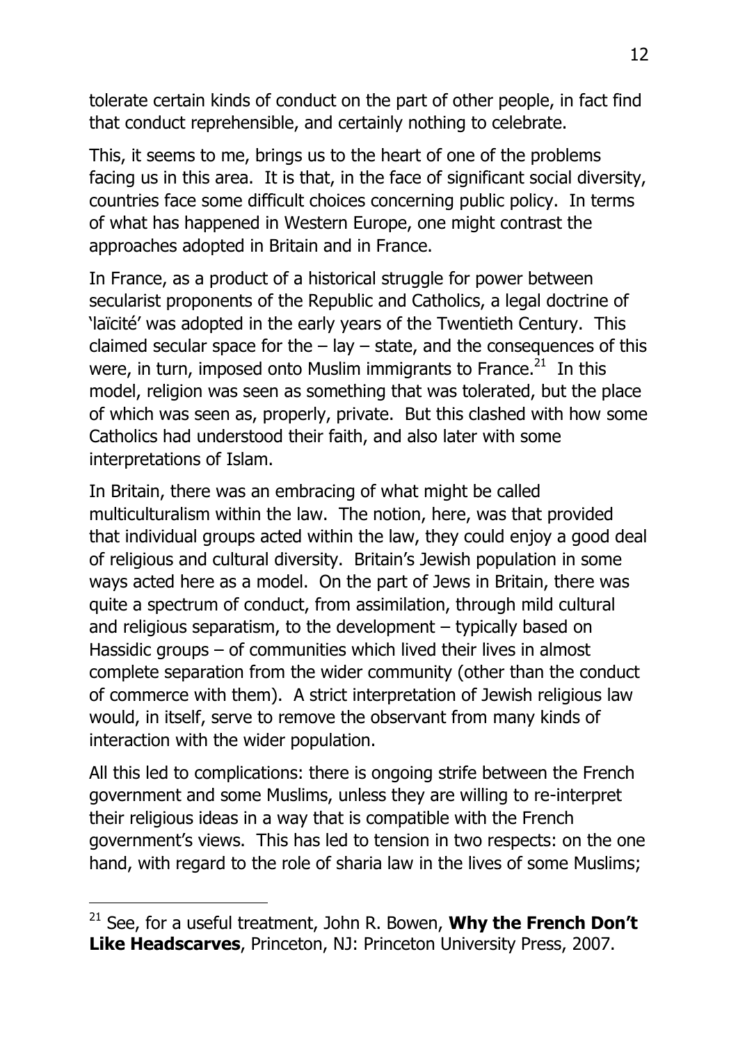tolerate certain kinds of conduct on the part of other people, in fact find that conduct reprehensible, and certainly nothing to celebrate.

This, it seems to me, brings us to the heart of one of the problems facing us in this area. It is that, in the face of significant social diversity, countries face some difficult choices concerning public policy. In terms of what has happened in Western Europe, one might contrast the approaches adopted in Britain and in France.

In France, as a product of a historical struggle for power between secularist proponents of the Republic and Catholics, a legal doctrine of 'laïcité' was adopted in the early years of the Twentieth Century. This claimed secular space for the – lay – state, and the consequences of this were, in turn, imposed onto Muslim immigrants to France.[21] In this model, religion was seen as something that was tolerated, but the place of which was seen as, properly, private. But this clashed with how some Catholics had understood their faith, and also later with some interpretations of Islam.

In Britain, there was an embracing of what might be called multiculturalism within the law. The notion, here, was that provided that individual groups acted within the law, they could enjoy a good deal of religious and cultural diversity. Britain's Jewish population in some ways acted here as a model. On the part of Jews in Britain, there was quite a spectrum of conduct, from assimilation, through mild cultural and religious separatism, to the development – typically based on Hassidic groups – of communities which lived their lives in almost complete separation from the wider community (other than the conduct of commerce with them). A strict interpretation of Jewish religious law would, in itself, serve to remove the observant from many kinds of interaction with the wider population.

All this led to complications: there is ongoing strife between the French government and some Muslims, unless they are willing to re-interpret their religious ideas in a way that is compatible with the French government's views. This has led to tension in two respects: on the one hand, with regard to the role of sharia law in the lives of some Muslims;

---

[21] See, for a useful treatment, John R. Bowen, **Why the French Don't Like Headscarves**, Princeton, NJ: Princeton University Press, 2007.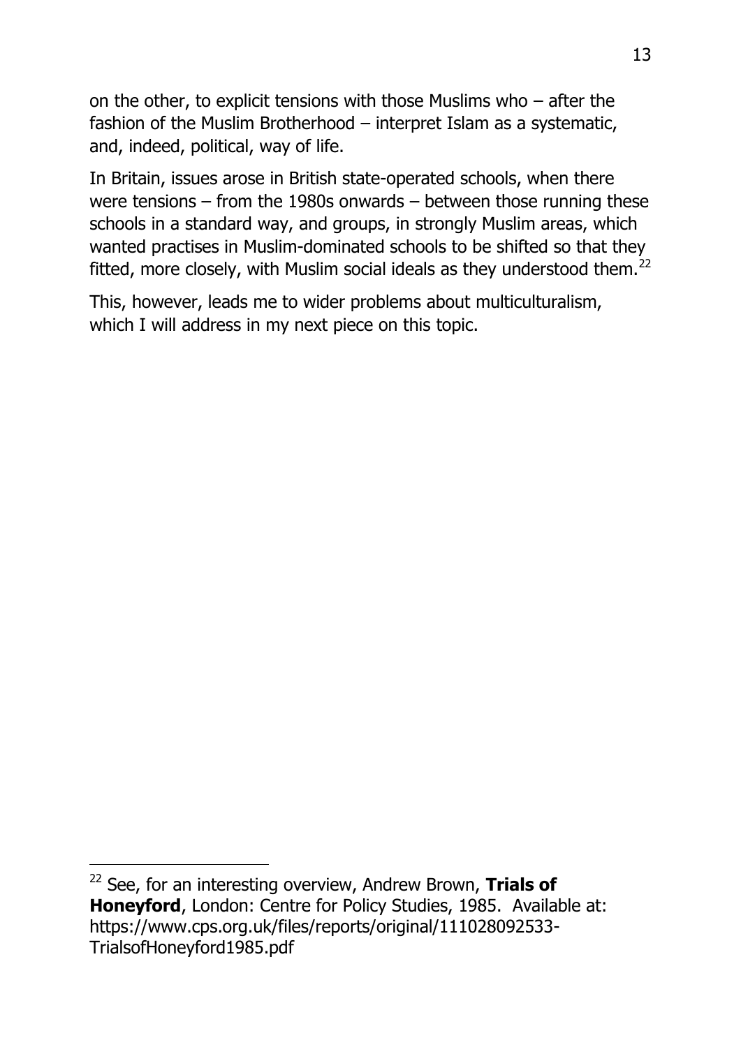on the other, to explicit tensions with those Muslims who – after the fashion of the Muslim Brotherhood – interpret Islam as a systematic, and, indeed, political, way of life.

In Britain, issues arose in British state-operated schools, when there were tensions – from the 1980s onwards – between those running these schools in a standard way, and groups, in strongly Muslim areas, which wanted practises in Muslim-dominated schools to be shifted so that they fitted, more closely, with Muslim social ideals as they understood them.[22]

This, however, leads me to wider problems about multiculturalism, which I will address in my next piece on this topic.

---

[22] See, for an interesting overview, Andrew Brown, **Trials of Honeyford**, London: Centre for Policy Studies, 1985. Available at: https://www.cps.org.uk/files/reports/original/111028092533-TrialsofHoneyford1985.pdf